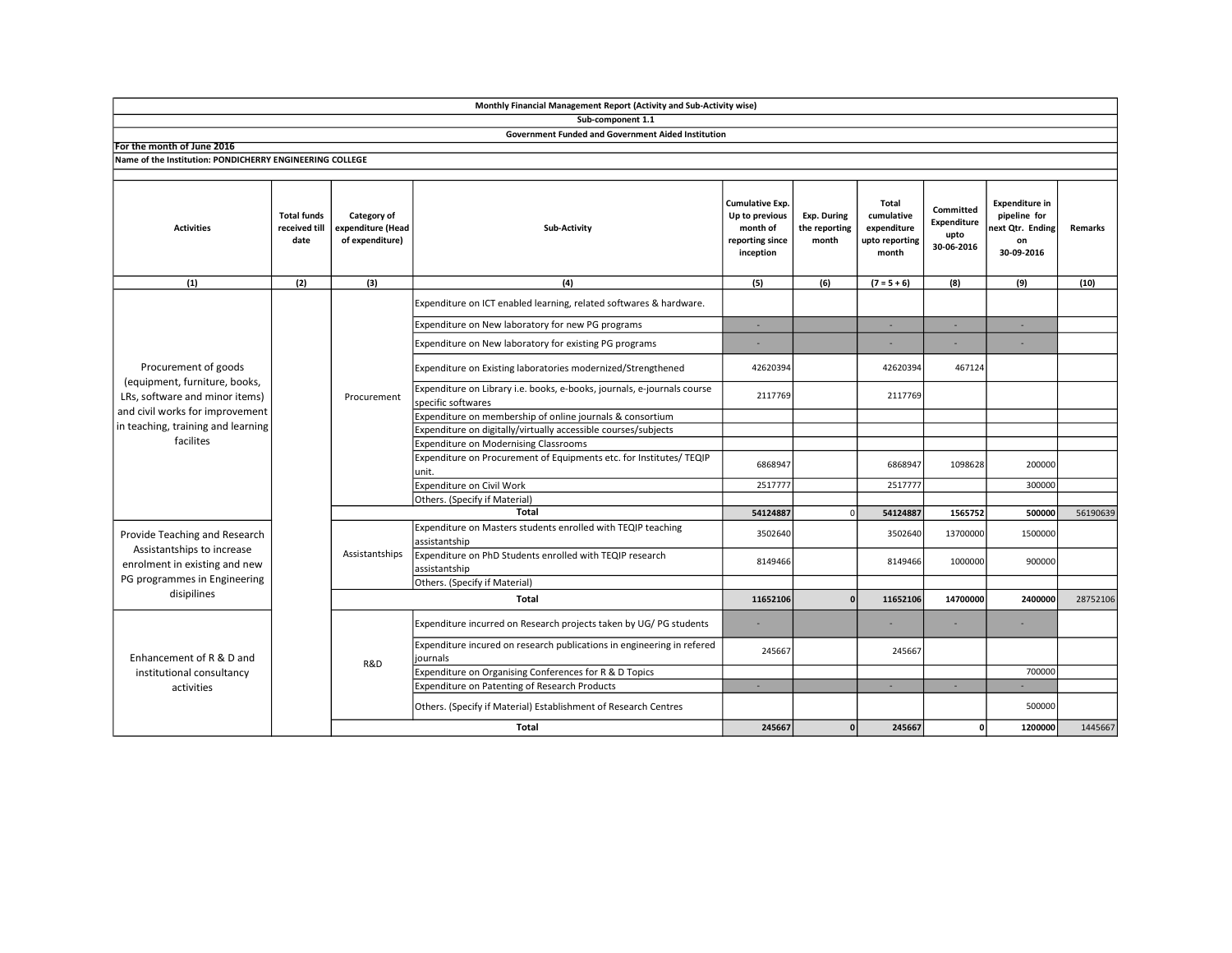**Monthly Financial Management Report (Activity and Sub-Activity wise)**

**Sub-component 1.1**

**Government Funded and Government Aided Institution**

**For the month of June 2016**

**Name of the Institution: PONDICHERRY ENGINEERING COLLEGE**

| Activities | Total funds received till date | Category of expenditure (Head of expenditure) | Sub-Activity | Cumulative Exp. Up to previous month of reporting since inception | Exp. During the reporting month | Total cumulative expenditure upto reporting month | Committed Expenditure upto 30-06-2016 | Expenditure in pipeline for next Qtr. Ending on 30-09-2016 | Remarks |
|---|---|---|---|---|---|---|---|---|---|
| (1) | (2) | (3) | (4) | (5) | (6) | (7 = 5 + 6) | (8) | (9) | (10) |
| Procurement of goods (equipment, furniture, books, LRs, software and minor items) and civil works for improvement in teaching, training and learning facilites | | Procurement | Expenditure on ICT enabled learning, related softwares & hardware. | | | | | | |
| | | | Expenditure on New laboratory for new PG programs | - | | - | - | - | |
| | | | Expenditure on New laboratory for existing PG programs | - | | - | - | - | |
| | | | Expenditure on Existing laboratories modernized/Strengthened | 42620394 | | 42620394 | 467124 | | |
| | | | Expenditure on Library i.e. books, e-books, journals, e-journals course specific softwares | 2117769 | | 2117769 | | | |
| | | | Expenditure on membership of online journals & consortium | | | | | | |
| | | | Expenditure on digitally/virtually accessible courses/subjects | | | | | | |
| | | | Expenditure on Modernising Classrooms | | | | | | |
| | | | Expenditure on Procurement of Equipments etc. for Institutes/ TEQIP unit. | 6868947 | | 6868947 | 1098628 | 200000 | |
| | | | Expenditure on Civil Work | 2517777 | | 2517777 | | 300000 | |
| | | | Others. (Specify if Material) | | | | | | |
| | | **Total** | | **54124887** | 0 | **54124887** | **1565752** | **500000** | 56190639 |
| Provide Teaching and Research Assistantships to increase enrolment in existing and new PG programmes in Engineering disipilines | | Assistantships | Expenditure on Masters students enrolled with TEQIP teaching assistantship | 3502640 | | 3502640 | 13700000 | 1500000 | |
| | | | Expenditure on PhD Students enrolled with TEQIP research assistantship | 8149466 | | 8149466 | 1000000 | 900000 | |
| | | | Others. (Specify if Material) | | | | | | |
| | | **Total** | | **11652106** | **0** | **11652106** | **14700000** | **2400000** | 28752106 |
| Enhancement of R & D and institutional consultancy activities | | R&D | Expenditure incurred on Research projects taken by UG/ PG students | - | | - | - | - | |
| | | | Expenditure incured on research publications in engineering in refered journals | 245667 | | 245667 | | | |
| | | | Expenditure on Organising Conferences for R & D Topics | | | | | 700000 | |
| | | | Expenditure on Patenting of Research Products | - | | - | - | - | |
| | | | Others. (Specify if Material) Establishment of Research Centres | | | | | 500000 | |
| | | **Total** | | **245667** | **0** | **245667** | **0** | **1200000** | 1445667 |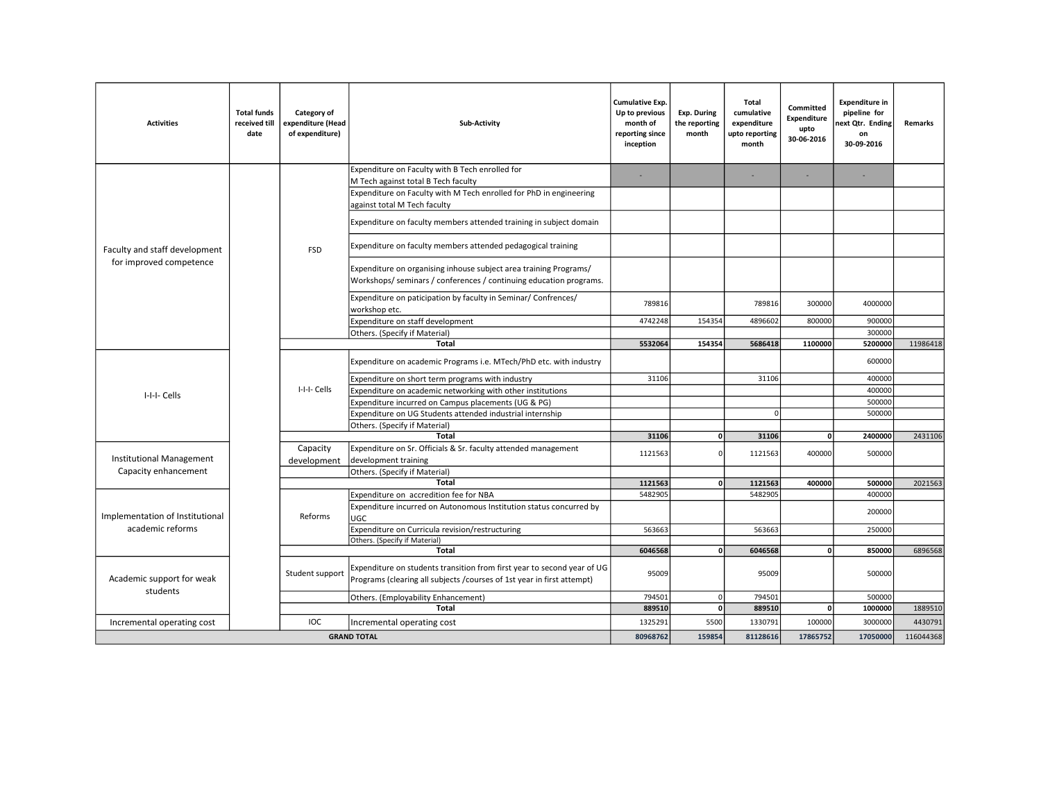| Activities | Total funds received till date | Category of expenditure (Head of expenditure) | Sub-Activity | Cumulative Exp. Up to previous month of reporting since inception | Exp. During the reporting month | Total cumulative expenditure upto reporting month | Committed Expenditure upto 30-06-2016 | Expenditure in pipeline for next Qtr. Ending on 30-09-2016 | Remarks |
|---|---|---|---|---|---|---|---|---|---|
| Faculty and staff development for improved competence | | FSD | Expenditure on Faculty with B Tech enrolled for M Tech against total B Tech faculty | - | | - | - | - | |
| | | | Expenditure on Faculty with M Tech enrolled for PhD in engineering against total M Tech faculty | | | | | | |
| | | | Expenditure on faculty members attended training in subject domain | | | | | | |
| | | | Expenditure on faculty members attended pedagogical training | | | | | | |
| | | | Expenditure on organising inhouse subject area training Programs/ Workshops/ seminars / conferences / continuing education programs. | | | | | | |
| | | | Expenditure on paticipation by faculty in Seminar/ Confrences/ workshop etc. | 789816 | | 789816 | 300000 | 4000000 | |
| | | | Expenditure on staff development | 4742248 | 154354 | 4896602 | 800000 | 900000 | |
| | | | Others. (Specify if Material) | | | | | 300000 | |
| | | | **Total** | **5532064** | **154354** | **5686418** | **1100000** | **5200000** | 11986418 |
| I-I-I- Cells | | I-I-I- Cells | Expenditure on academic Programs i.e. MTech/PhD etc. with industry | | | | | 600000 | |
| | | | Expenditure on short term programs with industry | 31106 | | 31106 | | 400000 | |
| | | | Expenditure on academic networking with other institutions | | | | | 400000 | |
| | | | Expenditure incurred on Campus placements (UG & PG) | | | | | 500000 | |
| | | | Expenditure on UG Students attended industrial internship | | | 0 | | 500000 | |
| | | | Others. (Specify if Material) | | | | | | |
| | | | **Total** | **31106** | **0** | **31106** | **0** | **2400000** | 2431106 |
| Institutional Management Capacity enhancement | | Capacity development | Expenditure on Sr. Officials & Sr. faculty attended management development training | 1121563 | 0 | 1121563 | 400000 | 500000 | |
| | | | Others. (Specify if Material) | | | | | | |
| | | | **Total** | **1121563** | **0** | **1121563** | **400000** | **500000** | 2021563 |
| Implementation of Institutional academic reforms | | Reforms | Expenditure on accredition fee for NBA | 5482905 | | 5482905 | | 400000 | |
| | | | Expenditure incurred on Autonomous Institution status concurred by UGC | | | | | 200000 | |
| | | | Expenditure on Curricula revision/restructuring | 563663 | | 563663 | | 250000 | |
| | | | Others. (Specify if Material) | | | | | | |
| | | | **Total** | **6046568** | **0** | **6046568** | **0** | **850000** | 6896568 |
| Academic support for weak students | | Student support | Expenditure on students transition from first year to second year of UG Programs (clearing all subjects /courses of 1st year in first attempt) | 95009 | | 95009 | | 500000 | |
| | | | Others. (Employability Enhancement) | 794501 | 0 | 794501 | | 500000 | |
| | | | **Total** | **889510** | **0** | **889510** | **0** | **1000000** | 1889510 |
| Incremental operating cost | | IOC | Incremental operating cost | 1325291 | 5500 | 1330791 | 100000 | 3000000 | 4430791 |
| **GRAND TOTAL** | | | | **80968762** | **159854** | **81128616** | **17865752** | **17050000** | 116044368 |